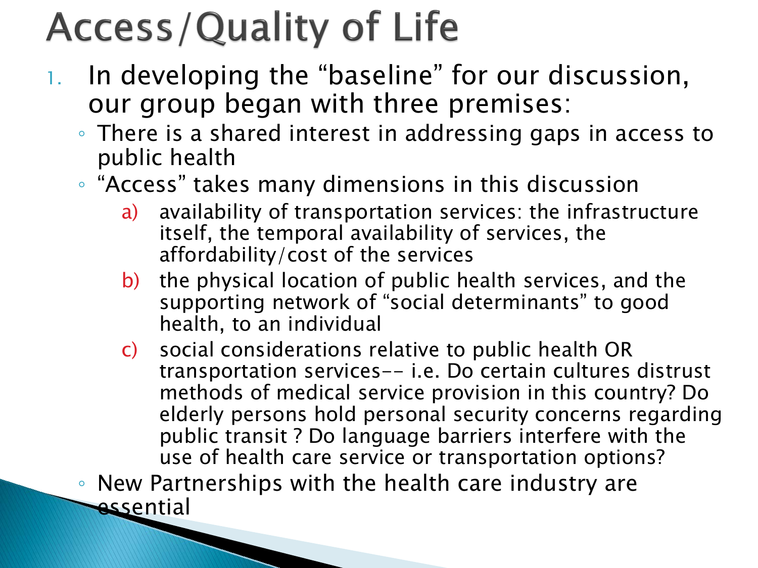# Access/Quality of Life

1. In developing the "baseline" for our discussion, our group began with three premises:
   - There is a shared interest in addressing gaps in access to public health
   - "Access" takes many dimensions in this discussion
     a) availability of transportation services: the infrastructure itself, the temporal availability of services, the affordability/cost of the services
     b) the physical location of public health services, and the supporting network of "social determinants" to good health, to an individual
     c) social considerations relative to public health OR transportation services-- i.e. Do certain cultures distrust methods of medical service provision in this country? Do elderly persons hold personal security concerns regarding public transit ? Do language barriers interfere with the use of health care service or transportation options?
   - New Partnerships with the health care industry are essential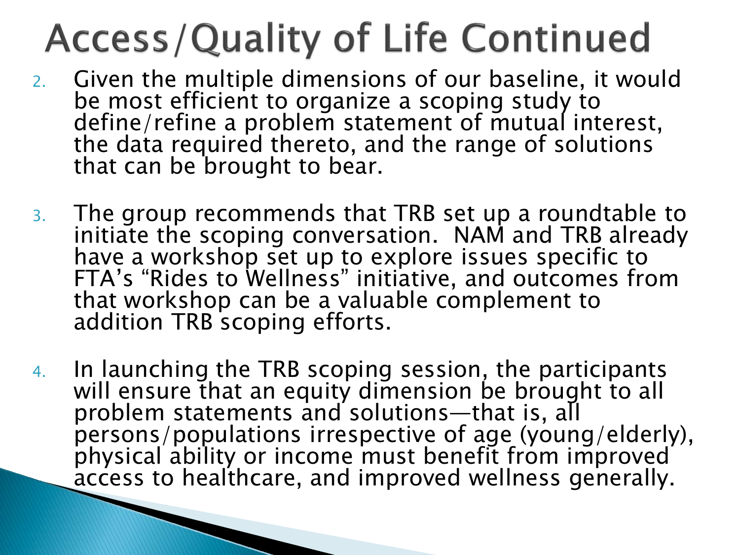# Access/Quality of Life Continued

2. Given the multiple dimensions of our baseline, it would be most efficient to organize a scoping study to define/refine a problem statement of mutual interest, the data required thereto, and the range of solutions that can be brought to bear.

3. The group recommends that TRB set up a roundtable to initiate the scoping conversation. NAM and TRB already have a workshop set up to explore issues specific to FTA's "Rides to Wellness" initiative, and outcomes from that workshop can be a valuable complement to addition TRB scoping efforts.

4. In launching the TRB scoping session, the participants will ensure that an equity dimension be brought to all problem statements and solutions—that is, all persons/populations irrespective of age (young/elderly), physical ability or income must benefit from improved access to healthcare, and improved wellness generally.